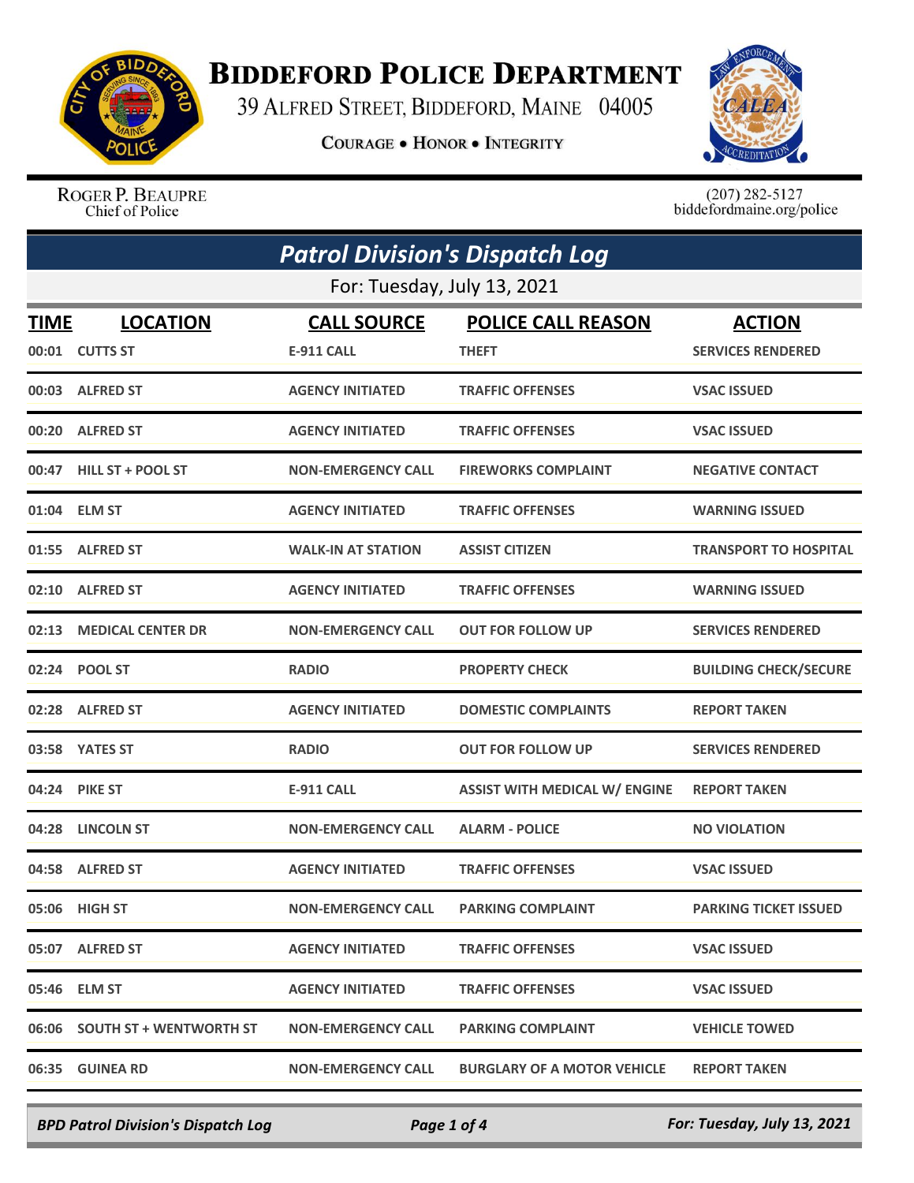# Biddeford Police Department

39 Alfred Street, Biddeford, Maine 04005

Courage • Honor • Integrity

Roger P. Beaupre
Chief of Police

(207) 282-5127
biddefordmaine.org/police

## Patrol Division's Dispatch Log

For: Tuesday, July 13, 2021

| TIME | LOCATION | CALL SOURCE | POLICE CALL REASON | ACTION |
|---|---|---|---|---|
| 00:01 | CUTTS ST | E-911 CALL | THEFT | SERVICES RENDERED |
| 00:03 | ALFRED ST | AGENCY INITIATED | TRAFFIC OFFENSES | VSAC ISSUED |
| 00:20 | ALFRED ST | AGENCY INITIATED | TRAFFIC OFFENSES | VSAC ISSUED |
| 00:47 | HILL ST + POOL ST | NON-EMERGENCY CALL | FIREWORKS COMPLAINT | NEGATIVE CONTACT |
| 01:04 | ELM ST | AGENCY INITIATED | TRAFFIC OFFENSES | WARNING ISSUED |
| 01:55 | ALFRED ST | WALK-IN AT STATION | ASSIST CITIZEN | TRANSPORT TO HOSPITAL |
| 02:10 | ALFRED ST | AGENCY INITIATED | TRAFFIC OFFENSES | WARNING ISSUED |
| 02:13 | MEDICAL CENTER DR | NON-EMERGENCY CALL | OUT FOR FOLLOW UP | SERVICES RENDERED |
| 02:24 | POOL ST | RADIO | PROPERTY CHECK | BUILDING CHECK/SECURE |
| 02:28 | ALFRED ST | AGENCY INITIATED | DOMESTIC COMPLAINTS | REPORT TAKEN |
| 03:58 | YATES ST | RADIO | OUT FOR FOLLOW UP | SERVICES RENDERED |
| 04:24 | PIKE ST | E-911 CALL | ASSIST WITH MEDICAL W/ ENGINE | REPORT TAKEN |
| 04:28 | LINCOLN ST | NON-EMERGENCY CALL | ALARM - POLICE | NO VIOLATION |
| 04:58 | ALFRED ST | AGENCY INITIATED | TRAFFIC OFFENSES | VSAC ISSUED |
| 05:06 | HIGH ST | NON-EMERGENCY CALL | PARKING COMPLAINT | PARKING TICKET ISSUED |
| 05:07 | ALFRED ST | AGENCY INITIATED | TRAFFIC OFFENSES | VSAC ISSUED |
| 05:46 | ELM ST | AGENCY INITIATED | TRAFFIC OFFENSES | VSAC ISSUED |
| 06:06 | SOUTH ST + WENTWORTH ST | NON-EMERGENCY CALL | PARKING COMPLAINT | VEHICLE TOWED |
| 06:35 | GUINEA RD | NON-EMERGENCY CALL | BURGLARY OF A MOTOR VEHICLE | REPORT TAKEN |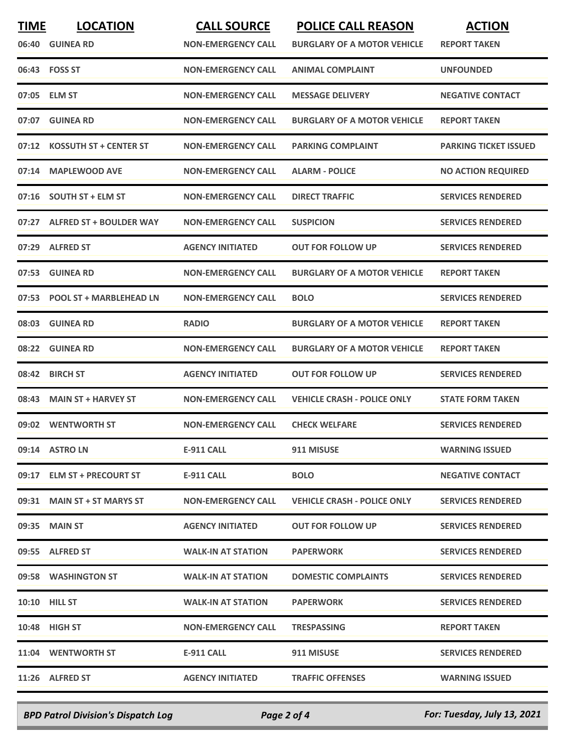| TIME | LOCATION | CALL SOURCE | POLICE CALL REASON | ACTION |
|---|---|---|---|---|
| 06:40 | GUINEA RD | NON-EMERGENCY CALL | BURGLARY OF A MOTOR VEHICLE | REPORT TAKEN |
| 06:43 | FOSS ST | NON-EMERGENCY CALL | ANIMAL COMPLAINT | UNFOUNDED |
| 07:05 | ELM ST | NON-EMERGENCY CALL | MESSAGE DELIVERY | NEGATIVE CONTACT |
| 07:07 | GUINEA RD | NON-EMERGENCY CALL | BURGLARY OF A MOTOR VEHICLE | REPORT TAKEN |
| 07:12 | KOSSUTH ST + CENTER ST | NON-EMERGENCY CALL | PARKING COMPLAINT | PARKING TICKET ISSUED |
| 07:14 | MAPLEWOOD AVE | NON-EMERGENCY CALL | ALARM - POLICE | NO ACTION REQUIRED |
| 07:16 | SOUTH ST + ELM ST | NON-EMERGENCY CALL | DIRECT TRAFFIC | SERVICES RENDERED |
| 07:27 | ALFRED ST + BOULDER WAY | NON-EMERGENCY CALL | SUSPICION | SERVICES RENDERED |
| 07:29 | ALFRED ST | AGENCY INITIATED | OUT FOR FOLLOW UP | SERVICES RENDERED |
| 07:53 | GUINEA RD | NON-EMERGENCY CALL | BURGLARY OF A MOTOR VEHICLE | REPORT TAKEN |
| 07:53 | POOL ST + MARBLEHEAD LN | NON-EMERGENCY CALL | BOLO | SERVICES RENDERED |
| 08:03 | GUINEA RD | RADIO | BURGLARY OF A MOTOR VEHICLE | REPORT TAKEN |
| 08:22 | GUINEA RD | NON-EMERGENCY CALL | BURGLARY OF A MOTOR VEHICLE | REPORT TAKEN |
| 08:42 | BIRCH ST | AGENCY INITIATED | OUT FOR FOLLOW UP | SERVICES RENDERED |
| 08:43 | MAIN ST + HARVEY ST | NON-EMERGENCY CALL | VEHICLE CRASH - POLICE ONLY | STATE FORM TAKEN |
| 09:02 | WENTWORTH ST | NON-EMERGENCY CALL | CHECK WELFARE | SERVICES RENDERED |
| 09:14 | ASTRO LN | E-911 CALL | 911 MISUSE | WARNING ISSUED |
| 09:17 | ELM ST + PRECOURT ST | E-911 CALL | BOLO | NEGATIVE CONTACT |
| 09:31 | MAIN ST + ST MARYS ST | NON-EMERGENCY CALL | VEHICLE CRASH - POLICE ONLY | SERVICES RENDERED |
| 09:35 | MAIN ST | AGENCY INITIATED | OUT FOR FOLLOW UP | SERVICES RENDERED |
| 09:55 | ALFRED ST | WALK-IN AT STATION | PAPERWORK | SERVICES RENDERED |
| 09:58 | WASHINGTON ST | WALK-IN AT STATION | DOMESTIC COMPLAINTS | SERVICES RENDERED |
| 10:10 | HILL ST | WALK-IN AT STATION | PAPERWORK | SERVICES RENDERED |
| 10:48 | HIGH ST | NON-EMERGENCY CALL | TRESPASSING | REPORT TAKEN |
| 11:04 | WENTWORTH ST | E-911 CALL | 911 MISUSE | SERVICES RENDERED |
| 11:26 | ALFRED ST | AGENCY INITIATED | TRAFFIC OFFENSES | WARNING ISSUED |

*BPD Patrol Division's Dispatch Log* — *For: Tuesday, July 13, 2021*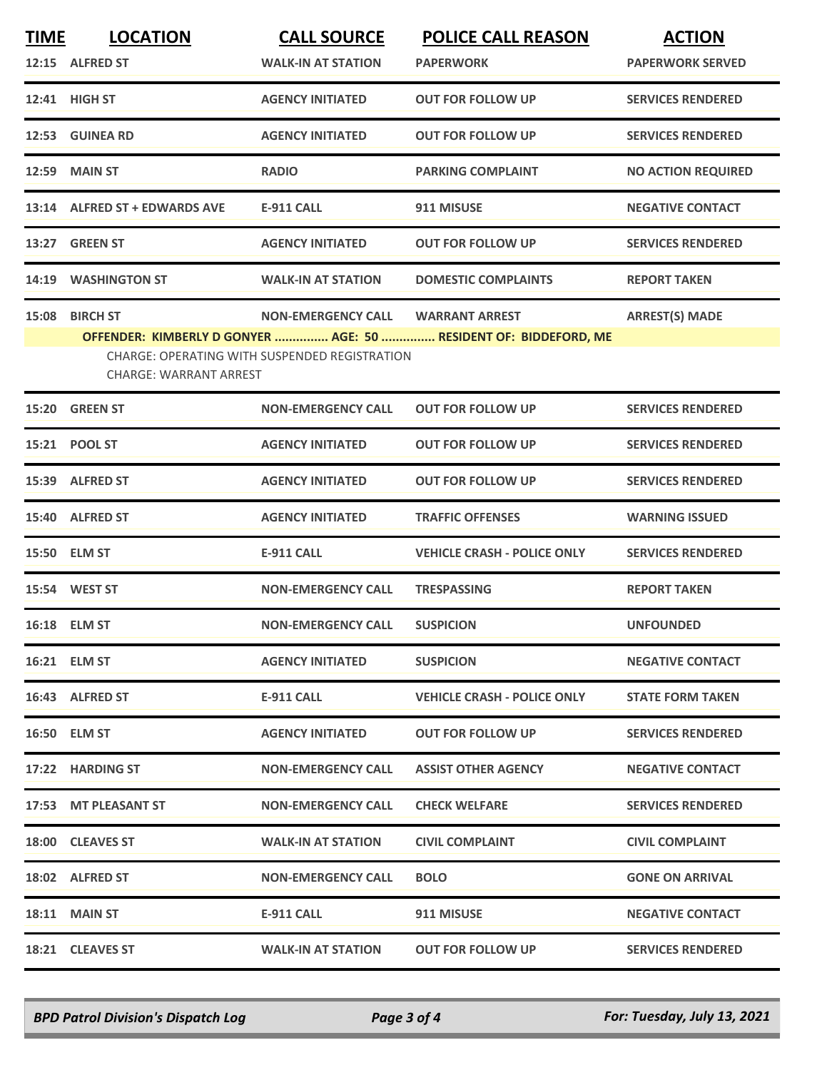| TIME | LOCATION | CALL SOURCE | POLICE CALL REASON | ACTION |
|---|---|---|---|---|
| 12:15 | ALFRED ST | WALK-IN AT STATION | PAPERWORK | PAPERWORK SERVED |
| 12:41 | HIGH ST | AGENCY INITIATED | OUT FOR FOLLOW UP | SERVICES RENDERED |
| 12:53 | GUINEA RD | AGENCY INITIATED | OUT FOR FOLLOW UP | SERVICES RENDERED |
| 12:59 | MAIN ST | RADIO | PARKING COMPLAINT | NO ACTION REQUIRED |
| 13:14 | ALFRED ST + EDWARDS AVE | E-911 CALL | 911 MISUSE | NEGATIVE CONTACT |
| 13:27 | GREEN ST | AGENCY INITIATED | OUT FOR FOLLOW UP | SERVICES RENDERED |
| 14:19 | WASHINGTON ST | WALK-IN AT STATION | DOMESTIC COMPLAINTS | REPORT TAKEN |
| 15:08 | BIRCH ST | NON-EMERGENCY CALL | WARRANT ARREST | ARREST(S) MADE |

**OFFENDER: KIMBERLY D GONYER ............... AGE: 50 ............... RESIDENT OF: BIDDEFORD, ME**

CHARGE: OPERATING WITH SUSPENDED REGISTRATION
CHARGE: WARRANT ARREST

| TIME | LOCATION | CALL SOURCE | POLICE CALL REASON | ACTION |
|---|---|---|---|---|
| 15:20 | GREEN ST | NON-EMERGENCY CALL | OUT FOR FOLLOW UP | SERVICES RENDERED |
| 15:21 | POOL ST | AGENCY INITIATED | OUT FOR FOLLOW UP | SERVICES RENDERED |
| 15:39 | ALFRED ST | AGENCY INITIATED | OUT FOR FOLLOW UP | SERVICES RENDERED |
| 15:40 | ALFRED ST | AGENCY INITIATED | TRAFFIC OFFENSES | WARNING ISSUED |
| 15:50 | ELM ST | E-911 CALL | VEHICLE CRASH - POLICE ONLY | SERVICES RENDERED |
| 15:54 | WEST ST | NON-EMERGENCY CALL | TRESPASSING | REPORT TAKEN |
| 16:18 | ELM ST | NON-EMERGENCY CALL | SUSPICION | UNFOUNDED |
| 16:21 | ELM ST | AGENCY INITIATED | SUSPICION | NEGATIVE CONTACT |
| 16:43 | ALFRED ST | E-911 CALL | VEHICLE CRASH - POLICE ONLY | STATE FORM TAKEN |
| 16:50 | ELM ST | AGENCY INITIATED | OUT FOR FOLLOW UP | SERVICES RENDERED |
| 17:22 | HARDING ST | NON-EMERGENCY CALL | ASSIST OTHER AGENCY | NEGATIVE CONTACT |
| 17:53 | MT PLEASANT ST | NON-EMERGENCY CALL | CHECK WELFARE | SERVICES RENDERED |
| 18:00 | CLEAVES ST | WALK-IN AT STATION | CIVIL COMPLAINT | CIVIL COMPLAINT |
| 18:02 | ALFRED ST | NON-EMERGENCY CALL | BOLO | GONE ON ARRIVAL |
| 18:11 | MAIN ST | E-911 CALL | 911 MISUSE | NEGATIVE CONTACT |
| 18:21 | CLEAVES ST | WALK-IN AT STATION | OUT FOR FOLLOW UP | SERVICES RENDERED |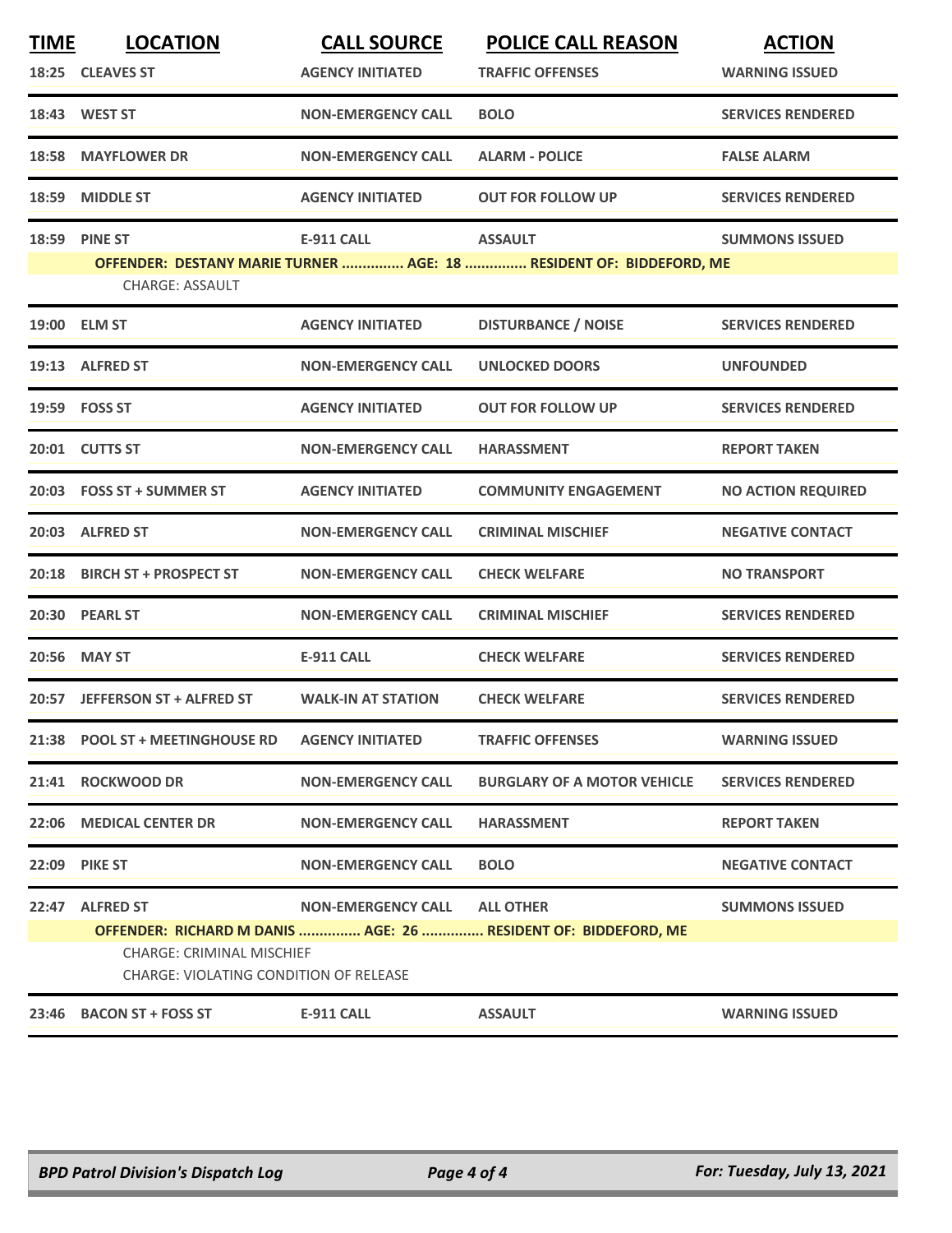| TIME | LOCATION | CALL SOURCE | POLICE CALL REASON | ACTION |
|---|---|---|---|---|
| 18:25 | CLEAVES ST | AGENCY INITIATED | TRAFFIC OFFENSES | WARNING ISSUED |
| 18:43 | WEST ST | NON-EMERGENCY CALL | BOLO | SERVICES RENDERED |
| 18:58 | MAYFLOWER DR | NON-EMERGENCY CALL | ALARM - POLICE | FALSE ALARM |
| 18:59 | MIDDLE ST | AGENCY INITIATED | OUT FOR FOLLOW UP | SERVICES RENDERED |
| 18:59 | PINE ST | E-911 CALL | ASSAULT | SUMMONS ISSUED |
| | OFFENDER: DESTANY MARIE TURNER ............... AGE: 18 ............... RESIDENT OF: BIDDEFORD, ME<br>CHARGE: ASSAULT | | | |
| 19:00 | ELM ST | AGENCY INITIATED | DISTURBANCE / NOISE | SERVICES RENDERED |
| 19:13 | ALFRED ST | NON-EMERGENCY CALL | UNLOCKED DOORS | UNFOUNDED |
| 19:59 | FOSS ST | AGENCY INITIATED | OUT FOR FOLLOW UP | SERVICES RENDERED |
| 20:01 | CUTTS ST | NON-EMERGENCY CALL | HARASSMENT | REPORT TAKEN |
| 20:03 | FOSS ST + SUMMER ST | AGENCY INITIATED | COMMUNITY ENGAGEMENT | NO ACTION REQUIRED |
| 20:03 | ALFRED ST | NON-EMERGENCY CALL | CRIMINAL MISCHIEF | NEGATIVE CONTACT |
| 20:18 | BIRCH ST + PROSPECT ST | NON-EMERGENCY CALL | CHECK WELFARE | NO TRANSPORT |
| 20:30 | PEARL ST | NON-EMERGENCY CALL | CRIMINAL MISCHIEF | SERVICES RENDERED |
| 20:56 | MAY ST | E-911 CALL | CHECK WELFARE | SERVICES RENDERED |
| 20:57 | JEFFERSON ST + ALFRED ST | WALK-IN AT STATION | CHECK WELFARE | SERVICES RENDERED |
| 21:38 | POOL ST + MEETINGHOUSE RD | AGENCY INITIATED | TRAFFIC OFFENSES | WARNING ISSUED |
| 21:41 | ROCKWOOD DR | NON-EMERGENCY CALL | BURGLARY OF A MOTOR VEHICLE | SERVICES RENDERED |
| 22:06 | MEDICAL CENTER DR | NON-EMERGENCY CALL | HARASSMENT | REPORT TAKEN |
| 22:09 | PIKE ST | NON-EMERGENCY CALL | BOLO | NEGATIVE CONTACT |
| 22:47 | ALFRED ST | NON-EMERGENCY CALL | ALL OTHER | SUMMONS ISSUED |
| | OFFENDER: RICHARD M DANIS ............... AGE: 26 ............... RESIDENT OF: BIDDEFORD, ME<br>CHARGE: CRIMINAL MISCHIEF<br>CHARGE: VIOLATING CONDITION OF RELEASE | | | |
| 23:46 | BACON ST + FOSS ST | E-911 CALL | ASSAULT | WARNING ISSUED |

*BPD Patrol Division's Dispatch Log* — *For: Tuesday, July 13, 2021*